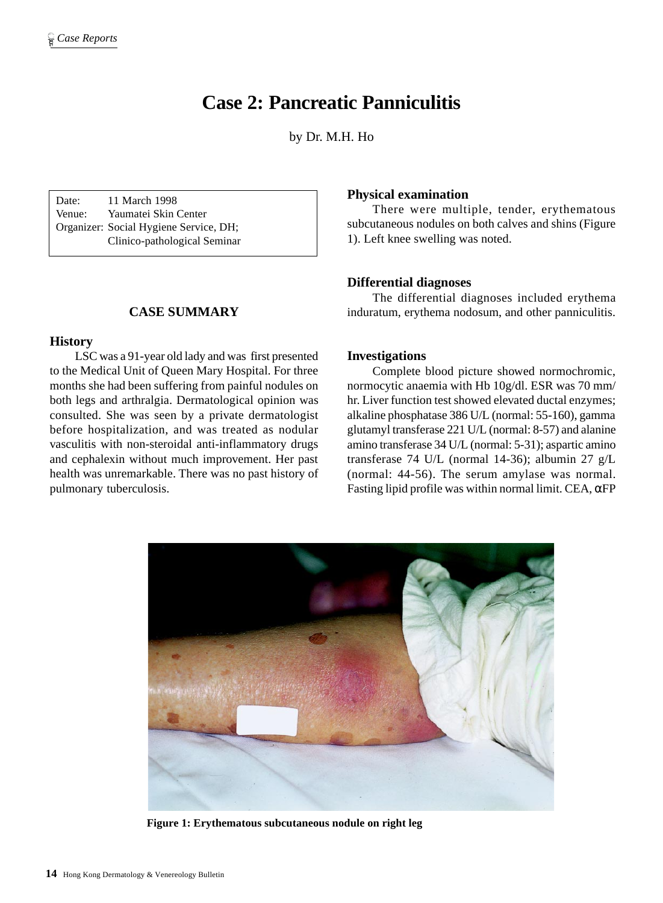# Case 2: Pancreatic Panniculitis

by Dr. M.H. Ho

Date: 11 March 1998
Venue: Yaumatei Skin Center
Organizer: Social Hygiene Service, DH; Clinico-pathological Seminar

## CASE SUMMARY

### History

LSC was a 91-year old lady and was first presented to the Medical Unit of Queen Mary Hospital. For three months she had been suffering from painful nodules on both legs and arthralgia. Dermatological opinion was consulted. She was seen by a private dermatologist before hospitalization, and was treated as nodular vasculitis with non-steroidal anti-inflammatory drugs and cephalexin without much improvement. Her past health was unremarkable. There was no past history of pulmonary tuberculosis.

### Physical examination

There were multiple, tender, erythematous subcutaneous nodules on both calves and shins (Figure 1). Left knee swelling was noted.

### Differential diagnoses

The differential diagnoses included erythema induratum, erythema nodosum, and other panniculitis.

### Investigations

Complete blood picture showed normochromic, normocytic anaemia with Hb 10g/dl. ESR was 70 mm/hr. Liver function test showed elevated ductal enzymes; alkaline phosphatase 386 U/L (normal: 55-160), gamma glutamyl transferase 221 U/L (normal: 8-57) and alanine amino transferase 34 U/L (normal: 5-31); aspartic amino transferase 74 U/L (normal 14-36); albumin 27 g/L (normal: 44-56). The serum amylase was normal. Fasting lipid profile was within normal limit. CEA, αFP

**Figure 1: Erythematous subcutaneous nodule on right leg**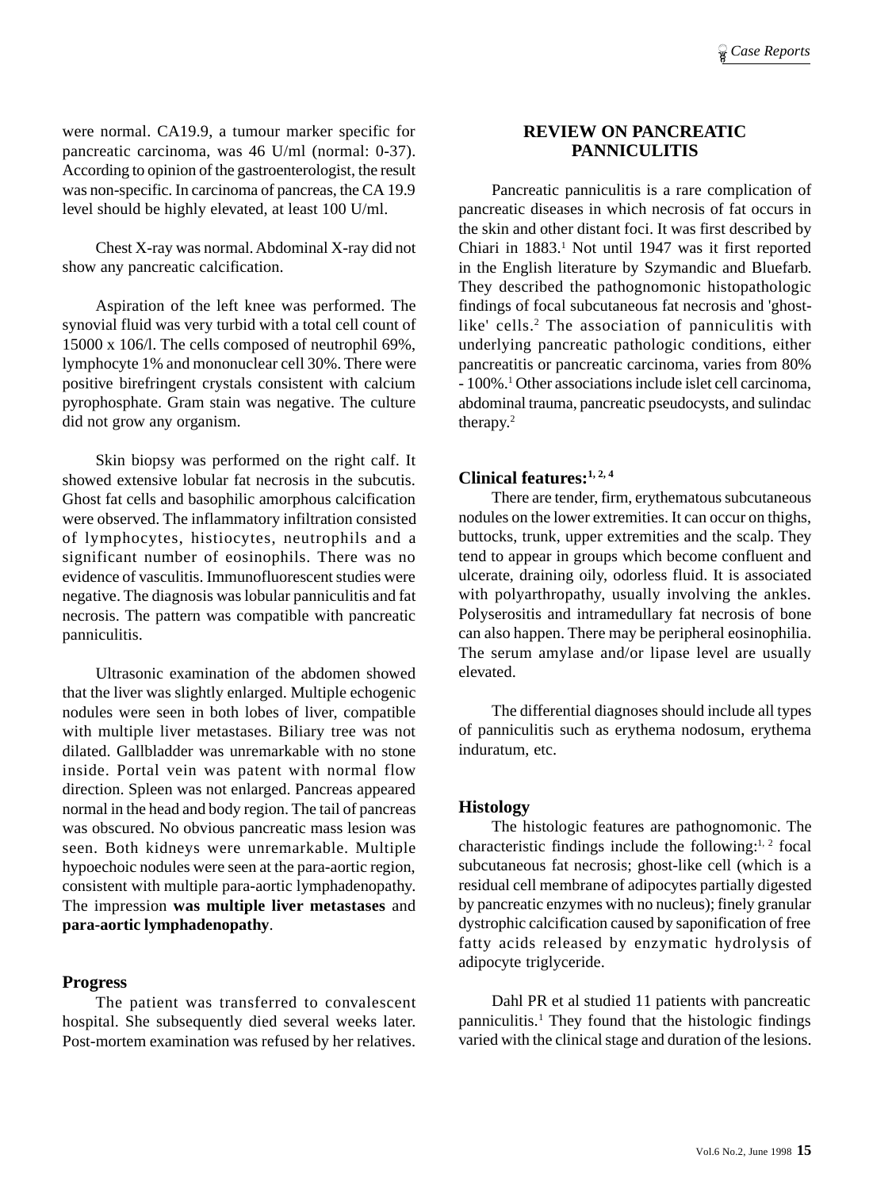were normal. CA19.9, a tumour marker specific for pancreatic carcinoma, was 46 U/ml (normal: 0-37). According to opinion of the gastroenterologist, the result was non-specific. In carcinoma of pancreas, the CA 19.9 level should be highly elevated, at least 100 U/ml.

Chest X-ray was normal. Abdominal X-ray did not show any pancreatic calcification.

Aspiration of the left knee was performed. The synovial fluid was very turbid with a total cell count of 15000 x 106/l. The cells composed of neutrophil 69%, lymphocyte 1% and mononuclear cell 30%. There were positive birefringent crystals consistent with calcium pyrophosphate. Gram stain was negative. The culture did not grow any organism.

Skin biopsy was performed on the right calf. It showed extensive lobular fat necrosis in the subcutis. Ghost fat cells and basophilic amorphous calcification were observed. The inflammatory infiltration consisted of lymphocytes, histiocytes, neutrophils and a significant number of eosinophils. There was no evidence of vasculitis. Immunofluorescent studies were negative. The diagnosis was lobular panniculitis and fat necrosis. The pattern was compatible with pancreatic panniculitis.

Ultrasonic examination of the abdomen showed that the liver was slightly enlarged. Multiple echogenic nodules were seen in both lobes of liver, compatible with multiple liver metastases. Biliary tree was not dilated. Gallbladder was unremarkable with no stone inside. Portal vein was patent with normal flow direction. Spleen was not enlarged. Pancreas appeared normal in the head and body region. The tail of pancreas was obscured. No obvious pancreatic mass lesion was seen. Both kidneys were unremarkable. Multiple hypoechoic nodules were seen at the para-aortic region, consistent with multiple para-aortic lymphadenopathy. The impression **was multiple liver metastases** and **para-aortic lymphadenopathy**.

### Progress

The patient was transferred to convalescent hospital. She subsequently died several weeks later. Post-mortem examination was refused by her relatives.

## REVIEW ON PANCREATIC PANNICULITIS

Pancreatic panniculitis is a rare complication of pancreatic diseases in which necrosis of fat occurs in the skin and other distant foci. It was first described by Chiari in 1883.[1] Not until 1947 was it first reported in the English literature by Szymandic and Bluefarb. They described the pathognomonic histopathologic findings of focal subcutaneous fat necrosis and 'ghost-like' cells.[2] The association of panniculitis with underlying pancreatic pathologic conditions, either pancreatitis or pancreatic carcinoma, varies from 80% - 100%.[1] Other associations include islet cell carcinoma, abdominal trauma, pancreatic pseudocysts, and sulindac therapy.[2]

### Clinical features:[1, 2, 4]

There are tender, firm, erythematous subcutaneous nodules on the lower extremities. It can occur on thighs, buttocks, trunk, upper extremities and the scalp. They tend to appear in groups which become confluent and ulcerate, draining oily, odorless fluid. It is associated with polyarthropathy, usually involving the ankles. Polyserositis and intramedullary fat necrosis of bone can also happen. There may be peripheral eosinophilia. The serum amylase and/or lipase level are usually elevated.

The differential diagnoses should include all types of panniculitis such as erythema nodosum, erythema induratum, etc.

### Histology

The histologic features are pathognomonic. The characteristic findings include the following:[1, 2] focal subcutaneous fat necrosis; ghost-like cell (which is a residual cell membrane of adipocytes partially digested by pancreatic enzymes with no nucleus); finely granular dystrophic calcification caused by saponification of free fatty acids released by enzymatic hydrolysis of adipocyte triglyceride.

Dahl PR et al studied 11 patients with pancreatic panniculitis.[1] They found that the histologic findings varied with the clinical stage and duration of the lesions.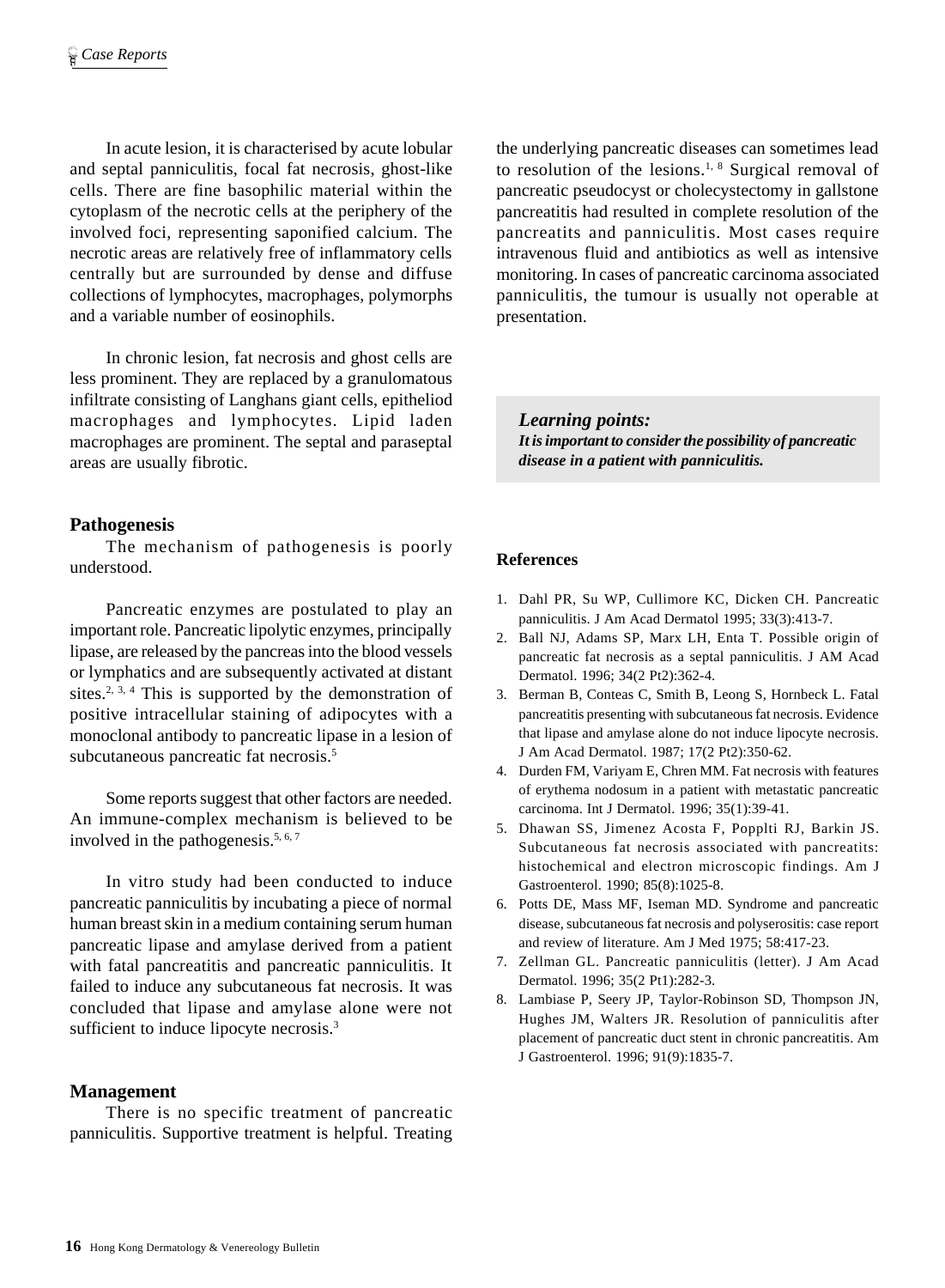In acute lesion, it is characterised by acute lobular and septal panniculitis, focal fat necrosis, ghost-like cells. There are fine basophilic material within the cytoplasm of the necrotic cells at the periphery of the involved foci, representing saponified calcium. The necrotic areas are relatively free of inflammatory cells centrally but are surrounded by dense and diffuse collections of lymphocytes, macrophages, polymorphs and a variable number of eosinophils.

In chronic lesion, fat necrosis and ghost cells are less prominent. They are replaced by a granulomatous infiltrate consisting of Langhans giant cells, epitheliod macrophages and lymphocytes. Lipid laden macrophages are prominent. The septal and paraseptal areas are usually fibrotic.

## Pathogenesis

The mechanism of pathogenesis is poorly understood.

Pancreatic enzymes are postulated to play an important role. Pancreatic lipolytic enzymes, principally lipase, are released by the pancreas into the blood vessels or lymphatics and are subsequently activated at distant sites.[2, 3, 4] This is supported by the demonstration of positive intracellular staining of adipocytes with a monoclonal antibody to pancreatic lipase in a lesion of subcutaneous pancreatic fat necrosis.[5]

Some reports suggest that other factors are needed. An immune-complex mechanism is believed to be involved in the pathogenesis.[5, 6, 7]

In vitro study had been conducted to induce pancreatic panniculitis by incubating a piece of normal human breast skin in a medium containing serum human pancreatic lipase and amylase derived from a patient with fatal pancreatitis and pancreatic panniculitis. It failed to induce any subcutaneous fat necrosis. It was concluded that lipase and amylase alone were not sufficient to induce lipocyte necrosis.[3]

## Management

There is no specific treatment of pancreatic panniculitis. Supportive treatment is helpful. Treating the underlying pancreatic diseases can sometimes lead to resolution of the lesions.[1, 8] Surgical removal of pancreatic pseudocyst or cholecystectomy in gallstone pancreatitis had resulted in complete resolution of the pancreatits and panniculitis. Most cases require intravenous fluid and antibiotics as well as intensive monitoring. In cases of pancreatic carcinoma associated panniculitis, the tumour is usually not operable at presentation.

***Learning points:***
***It is important to consider the possibility of pancreatic disease in a patient with panniculitis.***

## References

1. Dahl PR, Su WP, Cullimore KC, Dicken CH. Pancreatic panniculitis. J Am Acad Dermatol 1995; 33(3):413-7.
2. Ball NJ, Adams SP, Marx LH, Enta T. Possible origin of pancreatic fat necrosis as a septal panniculitis. J AM Acad Dermatol. 1996; 34(2 Pt2):362-4.
3. Berman B, Conteas C, Smith B, Leong S, Hornbeck L. Fatal pancreatitis presenting with subcutaneous fat necrosis. Evidence that lipase and amylase alone do not induce lipocyte necrosis. J Am Acad Dermatol. 1987; 17(2 Pt2):350-62.
4. Durden FM, Variyam E, Chren MM. Fat necrosis with features of erythema nodosum in a patient with metastatic pancreatic carcinoma. Int J Dermatol. 1996; 35(1):39-41.
5. Dhawan SS, Jimenez Acosta F, Popplti RJ, Barkin JS. Subcutaneous fat necrosis associated with pancreatits: histochemical and electron microscopic findings. Am J Gastroenterol. 1990; 85(8):1025-8.
6. Potts DE, Mass MF, Iseman MD. Syndrome and pancreatic disease, subcutaneous fat necrosis and polyserositis: case report and review of literature. Am J Med 1975; 58:417-23.
7. Zellman GL. Pancreatic panniculitis (letter). J Am Acad Dermatol. 1996; 35(2 Pt1):282-3.
8. Lambiase P, Seery JP, Taylor-Robinson SD, Thompson JN, Hughes JM, Walters JR. Resolution of panniculitis after placement of pancreatic duct stent in chronic pancreatitis. Am J Gastroenterol. 1996; 91(9):1835-7.